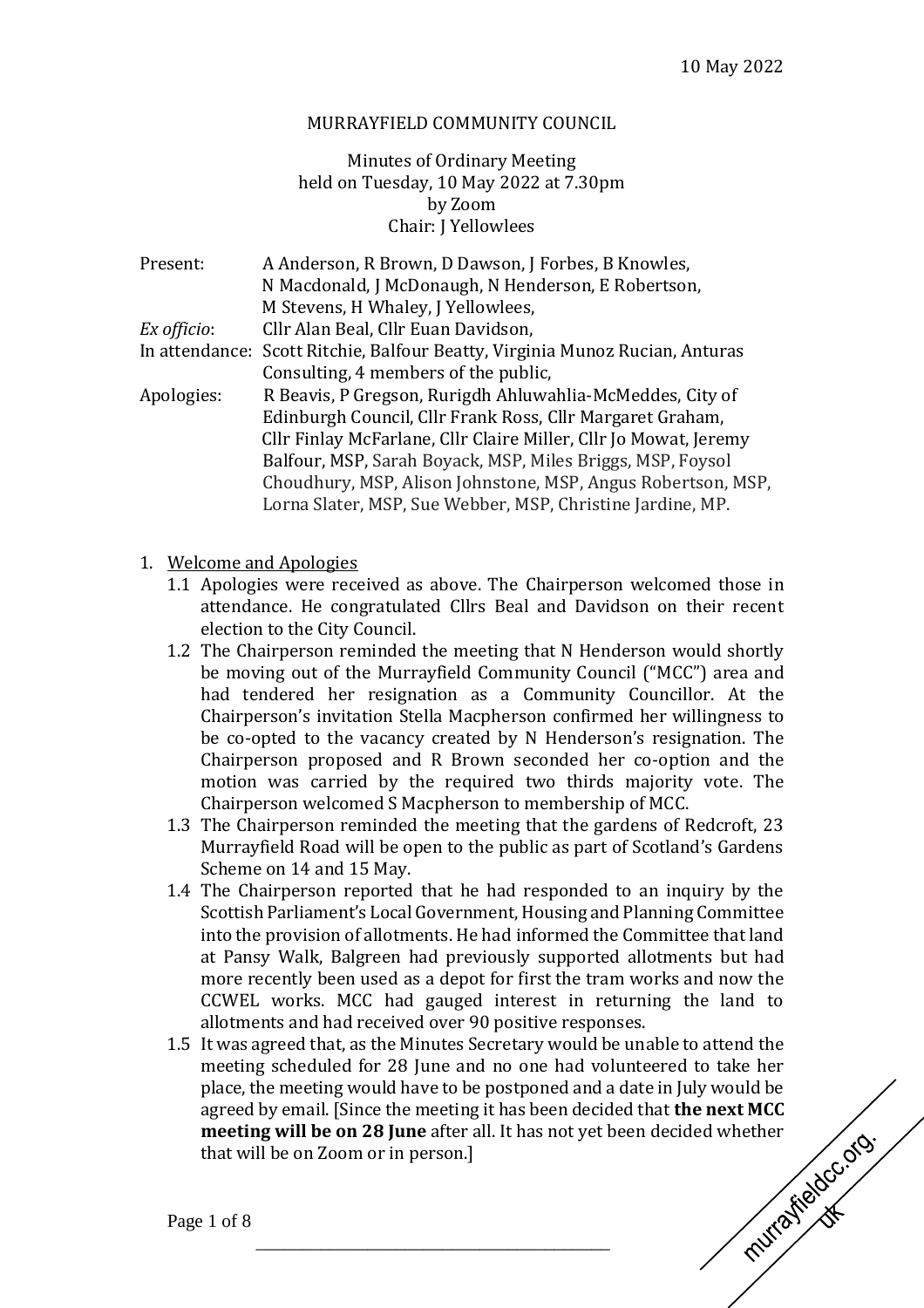10 May 2022

MURRAYFIELD COMMUNITY COUNCIL

Minutes of Ordinary Meeting
held on Tuesday, 10 May 2022 at 7.30pm
by Zoom
Chair: J Yellowlees

| | |
|---|---|
| Present: | A Anderson, R Brown, D Dawson, J Forbes, B Knowles, N Macdonald, J McDonaugh, N Henderson, E Robertson, M Stevens, H Whaley, J Yellowlees, |
| *Ex officio*: | Cllr Alan Beal, Cllr Euan Davidson, |
| In attendance: | Scott Ritchie, Balfour Beatty, Virginia Munoz Rucian, Anturas Consulting, 4 members of the public, |
| Apologies: | R Beavis, P Gregson, Rurigdh Ahluwahlia-McMeddes, City of Edinburgh Council, Cllr Frank Ross, Cllr Margaret Graham, Cllr Finlay McFarlane, Cllr Claire Miller, Cllr Jo Mowat, Jeremy Balfour, MSP, Sarah Boyack, MSP, Miles Briggs, MSP, Foysol Choudhury, MSP, Alison Johnstone, MSP, Angus Robertson, MSP, Lorna Slater, MSP, Sue Webber, MSP, Christine Jardine, MP. |

1. Welcome and Apologies
   - 1.1 Apologies were received as above. The Chairperson welcomed those in attendance. He congratulated Cllrs Beal and Davidson on their recent election to the City Council.
   - 1.2 The Chairperson reminded the meeting that N Henderson would shortly be moving out of the Murrayfield Community Council ("MCC") area and had tendered her resignation as a Community Councillor. At the Chairperson's invitation Stella Macpherson confirmed her willingness to be co-opted to the vacancy created by N Henderson's resignation. The Chairperson proposed and R Brown seconded her co-option and the motion was carried by the required two thirds majority vote. The Chairperson welcomed S Macpherson to membership of MCC.
   - 1.3 The Chairperson reminded the meeting that the gardens of Redcroft, 23 Murrayfield Road will be open to the public as part of Scotland's Gardens Scheme on 14 and 15 May.
   - 1.4 The Chairperson reported that he had responded to an inquiry by the Scottish Parliament's Local Government, Housing and Planning Committee into the provision of allotments. He had informed the Committee that land at Pansy Walk, Balgreen had previously supported allotments but had more recently been used as a depot for first the tram works and now the CCWEL works. MCC had gauged interest in returning the land to allotments and had received over 90 positive responses.
   - 1.5 It was agreed that, as the Minutes Secretary would be unable to attend the meeting scheduled for 28 June and no one had volunteered to take her place, the meeting would have to be postponed and a date in July would be agreed by email. [Since the meeting it has been decided that **the next MCC meeting will be on 28 June** after all. It has not yet been decided whether that will be on Zoom or in person.]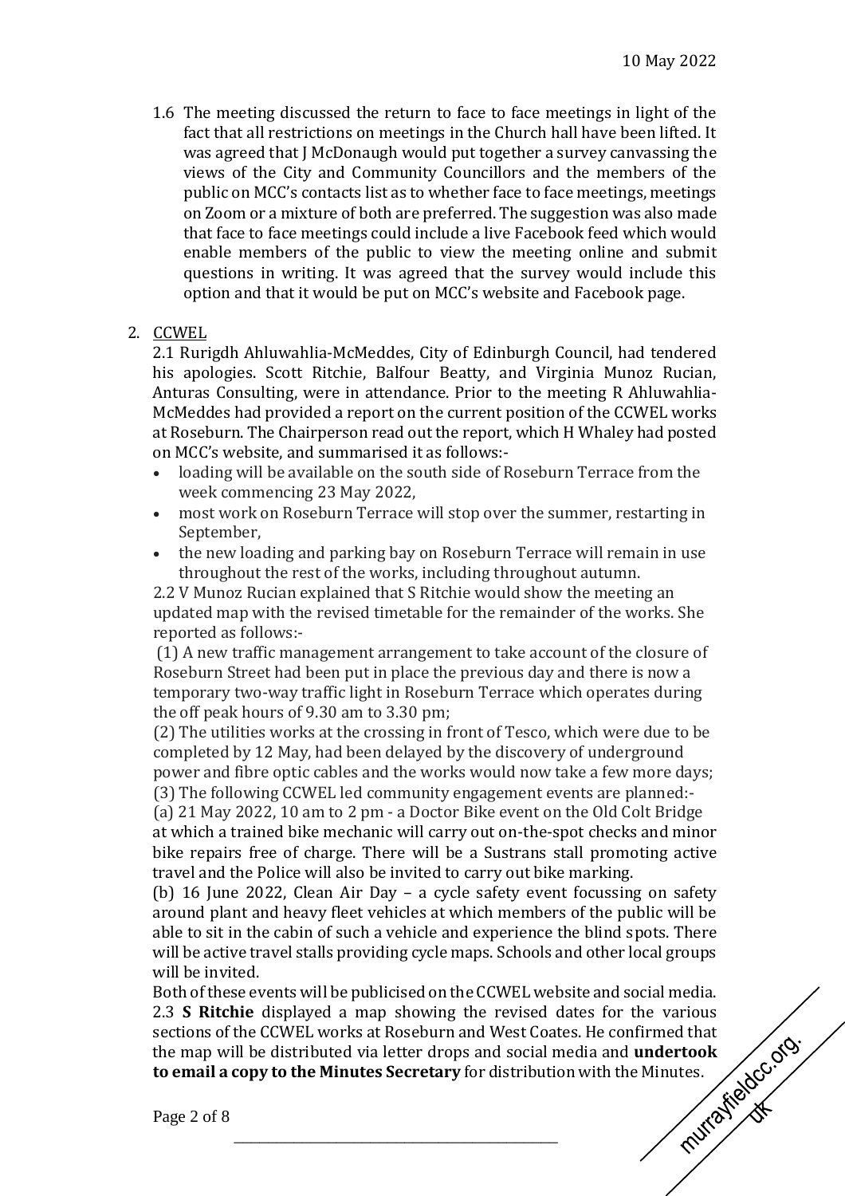1.6 The meeting discussed the return to face to face meetings in light of the fact that all restrictions on meetings in the Church hall have been lifted. It was agreed that J McDonaugh would put together a survey canvassing the views of the City and Community Councillors and the members of the public on MCC's contacts list as to whether face to face meetings, meetings on Zoom or a mixture of both are preferred. The suggestion was also made that face to face meetings could include a live Facebook feed which would enable members of the public to view the meeting online and submit questions in writing. It was agreed that the survey would include this option and that it would be put on MCC's website and Facebook page.

2. <u>CCWEL</u>

2.1 Rurigdh Ahluwahlia-McMeddes, City of Edinburgh Council, had tendered his apologies. Scott Ritchie, Balfour Beatty, and Virginia Munoz Rucian, Anturas Consulting, were in attendance. Prior to the meeting R Ahluwahlia-McMeddes had provided a report on the current position of the CCWEL works at Roseburn. The Chairperson read out the report, which H Whaley had posted on MCC's website, and summarised it as follows:-

- loading will be available on the south side of Roseburn Terrace from the week commencing 23 May 2022,
- most work on Roseburn Terrace will stop over the summer, restarting in September,
- the new loading and parking bay on Roseburn Terrace will remain in use throughout the rest of the works, including throughout autumn.

2.2 V Munoz Rucian explained that S Ritchie would show the meeting an updated map with the revised timetable for the remainder of the works. She reported as follows:-

(1) A new traffic management arrangement to take account of the closure of Roseburn Street had been put in place the previous day and there is now a temporary two-way traffic light in Roseburn Terrace which operates during the off peak hours of 9.30 am to 3.30 pm;

(2) The utilities works at the crossing in front of Tesco, which were due to be completed by 12 May, had been delayed by the discovery of underground power and fibre optic cables and the works would now take a few more days;

(3) The following CCWEL led community engagement events are planned:-

(a) 21 May 2022, 10 am to 2 pm - a Doctor Bike event on the Old Colt Bridge at which a trained bike mechanic will carry out on-the-spot checks and minor bike repairs free of charge. There will be a Sustrans stall promoting active travel and the Police will also be invited to carry out bike marking.

(b) 16 June 2022, Clean Air Day – a cycle safety event focussing on safety around plant and heavy fleet vehicles at which members of the public will be able to sit in the cabin of such a vehicle and experience the blind spots. There will be active travel stalls providing cycle maps. Schools and other local groups will be invited.

Both of these events will be publicised on the CCWEL website and social media.

2.3 **S Ritchie** displayed a map showing the revised dates for the various sections of the CCWEL works at Roseburn and West Coates. He confirmed that the map will be distributed via letter drops and social media and **undertook to email a copy to the Minutes Secretary** for distribution with the Minutes.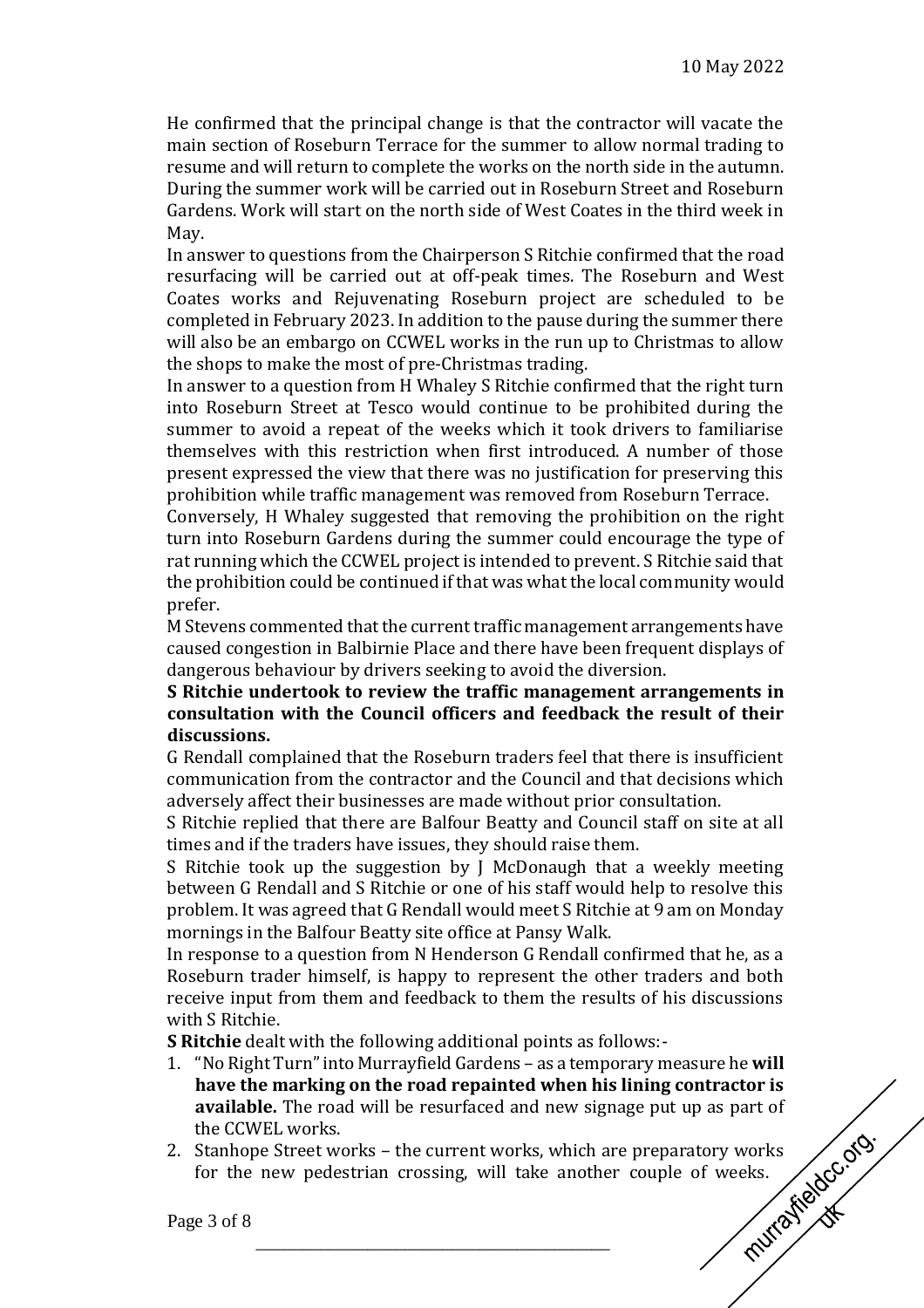He confirmed that the principal change is that the contractor will vacate the main section of Roseburn Terrace for the summer to allow normal trading to resume and will return to complete the works on the north side in the autumn. During the summer work will be carried out in Roseburn Street and Roseburn Gardens. Work will start on the north side of West Coates in the third week in May.

In answer to questions from the Chairperson S Ritchie confirmed that the road resurfacing will be carried out at off-peak times. The Roseburn and West Coates works and Rejuvenating Roseburn project are scheduled to be completed in February 2023. In addition to the pause during the summer there will also be an embargo on CCWEL works in the run up to Christmas to allow the shops to make the most of pre-Christmas trading.

In answer to a question from H Whaley S Ritchie confirmed that the right turn into Roseburn Street at Tesco would continue to be prohibited during the summer to avoid a repeat of the weeks which it took drivers to familiarise themselves with this restriction when first introduced. A number of those present expressed the view that there was no justification for preserving this prohibition while traffic management was removed from Roseburn Terrace.

Conversely, H Whaley suggested that removing the prohibition on the right turn into Roseburn Gardens during the summer could encourage the type of rat running which the CCWEL project is intended to prevent. S Ritchie said that the prohibition could be continued if that was what the local community would prefer.

M Stevens commented that the current traffic management arrangements have caused congestion in Balbirnie Place and there have been frequent displays of dangerous behaviour by drivers seeking to avoid the diversion.

**S Ritchie undertook to review the traffic management arrangements in consultation with the Council officers and feedback the result of their discussions.**

G Rendall complained that the Roseburn traders feel that there is insufficient communication from the contractor and the Council and that decisions which adversely affect their businesses are made without prior consultation.

S Ritchie replied that there are Balfour Beatty and Council staff on site at all times and if the traders have issues, they should raise them.

S Ritchie took up the suggestion by J McDonaugh that a weekly meeting between G Rendall and S Ritchie or one of his staff would help to resolve this problem. It was agreed that G Rendall would meet S Ritchie at 9 am on Monday mornings in the Balfour Beatty site office at Pansy Walk.

In response to a question from N Henderson G Rendall confirmed that he, as a Roseburn trader himself, is happy to represent the other traders and both receive input from them and feedback to them the results of his discussions with S Ritchie.

**S Ritchie** dealt with the following additional points as follows:-

1. "No Right Turn" into Murrayfield Gardens – as a temporary measure he **will have the marking on the road repainted when his lining contractor is available.** The road will be resurfaced and new signage put up as part of the CCWEL works.
2. Stanhope Street works – the current works, which are preparatory works for the new pedestrian crossing, will take another couple of weeks.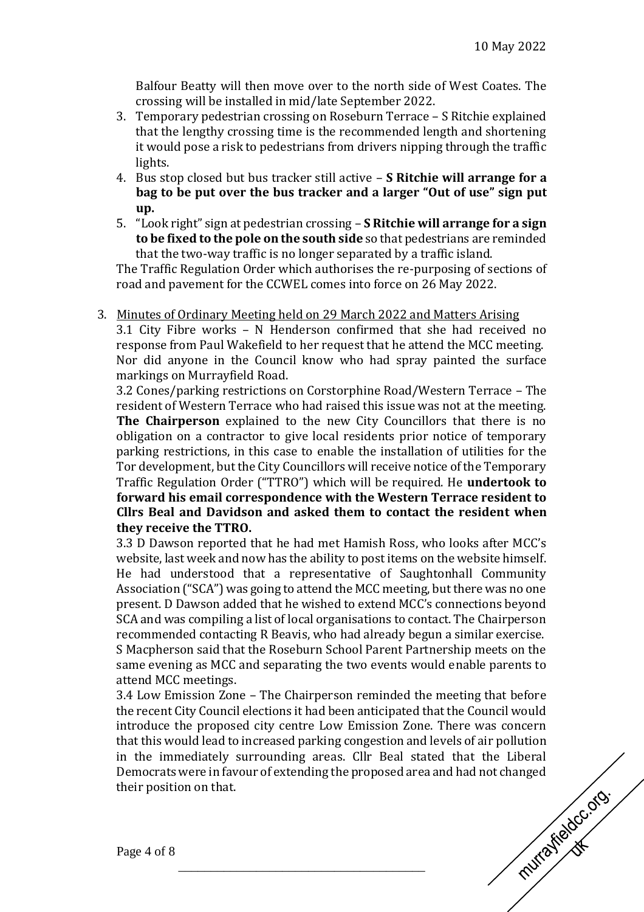Balfour Beatty will then move over to the north side of West Coates. The crossing will be installed in mid/late September 2022.

3. Temporary pedestrian crossing on Roseburn Terrace – S Ritchie explained that the lengthy crossing time is the recommended length and shortening it would pose a risk to pedestrians from drivers nipping through the traffic lights.
4. Bus stop closed but bus tracker still active – **S Ritchie will arrange for a bag to be put over the bus tracker and a larger "Out of use" sign put up.**
5. "Look right" sign at pedestrian crossing – **S Ritchie will arrange for a sign to be fixed to the pole on the south side** so that pedestrians are reminded that the two-way traffic is no longer separated by a traffic island.

The Traffic Regulation Order which authorises the re-purposing of sections of road and pavement for the CCWEL comes into force on 26 May 2022.

3. Minutes of Ordinary Meeting held on 29 March 2022 and Matters Arising

3.1 City Fibre works – N Henderson confirmed that she had received no response from Paul Wakefield to her request that he attend the MCC meeting. Nor did anyone in the Council know who had spray painted the surface markings on Murrayfield Road.

3.2 Cones/parking restrictions on Corstorphine Road/Western Terrace – The resident of Western Terrace who had raised this issue was not at the meeting. **The Chairperson** explained to the new City Councillors that there is no obligation on a contractor to give local residents prior notice of temporary parking restrictions, in this case to enable the installation of utilities for the Tor development, but the City Councillors will receive notice of the Temporary Traffic Regulation Order ("TTRO") which will be required. He **undertook to forward his email correspondence with the Western Terrace resident to Cllrs Beal and Davidson and asked them to contact the resident when they receive the TTRO.**

3.3 D Dawson reported that he had met Hamish Ross, who looks after MCC's website, last week and now has the ability to post items on the website himself. He had understood that a representative of Saughtonhall Community Association ("SCA") was going to attend the MCC meeting, but there was no one present. D Dawson added that he wished to extend MCC's connections beyond SCA and was compiling a list of local organisations to contact. The Chairperson recommended contacting R Beavis, who had already begun a similar exercise. S Macpherson said that the Roseburn School Parent Partnership meets on the same evening as MCC and separating the two events would enable parents to attend MCC meetings.

3.4 Low Emission Zone – The Chairperson reminded the meeting that before the recent City Council elections it had been anticipated that the Council would introduce the proposed city centre Low Emission Zone. There was concern that this would lead to increased parking congestion and levels of air pollution in the immediately surrounding areas. Cllr Beal stated that the Liberal Democrats were in favour of extending the proposed area and had not changed their position on that.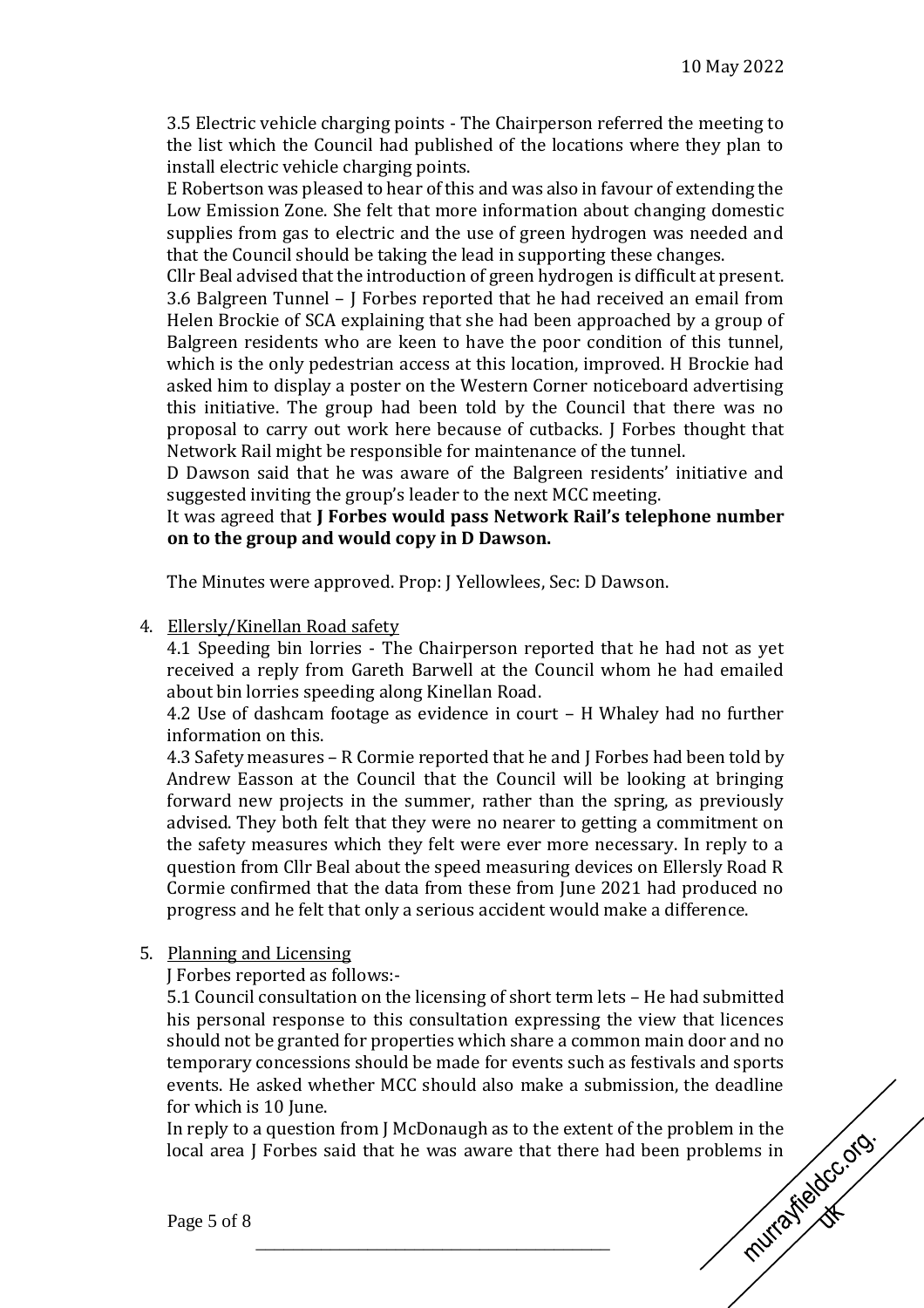3.5 Electric vehicle charging points - The Chairperson referred the meeting to the list which the Council had published of the locations where they plan to install electric vehicle charging points.
E Robertson was pleased to hear of this and was also in favour of extending the Low Emission Zone. She felt that more information about changing domestic supplies from gas to electric and the use of green hydrogen was needed and that the Council should be taking the lead in supporting these changes.
Cllr Beal advised that the introduction of green hydrogen is difficult at present.
3.6 Balgreen Tunnel – J Forbes reported that he had received an email from Helen Brockie of SCA explaining that she had been approached by a group of Balgreen residents who are keen to have the poor condition of this tunnel, which is the only pedestrian access at this location, improved. H Brockie had asked him to display a poster on the Western Corner noticeboard advertising this initiative. The group had been told by the Council that there was no proposal to carry out work here because of cutbacks. J Forbes thought that Network Rail might be responsible for maintenance of the tunnel.
D Dawson said that he was aware of the Balgreen residents' initiative and suggested inviting the group's leader to the next MCC meeting.
It was agreed that **J Forbes would pass Network Rail's telephone number on to the group and would copy in D Dawson.**

The Minutes were approved. Prop: J Yellowlees, Sec: D Dawson.

4. Ellersly/Kinellan Road safety
   4.1 Speeding bin lorries - The Chairperson reported that he had not as yet received a reply from Gareth Barwell at the Council whom he had emailed about bin lorries speeding along Kinellan Road.
   4.2 Use of dashcam footage as evidence in court – H Whaley had no further information on this.
   4.3 Safety measures – R Cormie reported that he and J Forbes had been told by Andrew Easson at the Council that the Council will be looking at bringing forward new projects in the summer, rather than the spring, as previously advised. They both felt that they were no nearer to getting a commitment on the safety measures which they felt were ever more necessary. In reply to a question from Cllr Beal about the speed measuring devices on Ellersly Road R Cormie confirmed that the data from these from June 2021 had produced no progress and he felt that only a serious accident would make a difference.

5. Planning and Licensing
   J Forbes reported as follows:-
   5.1 Council consultation on the licensing of short term lets – He had submitted his personal response to this consultation expressing the view that licences should not be granted for properties which share a common main door and no temporary concessions should be made for events such as festivals and sports events. He asked whether MCC should also make a submission, the deadline for which is 10 June.
   In reply to a question from J McDonaugh as to the extent of the problem in the local area J Forbes said that he was aware that there had been problems in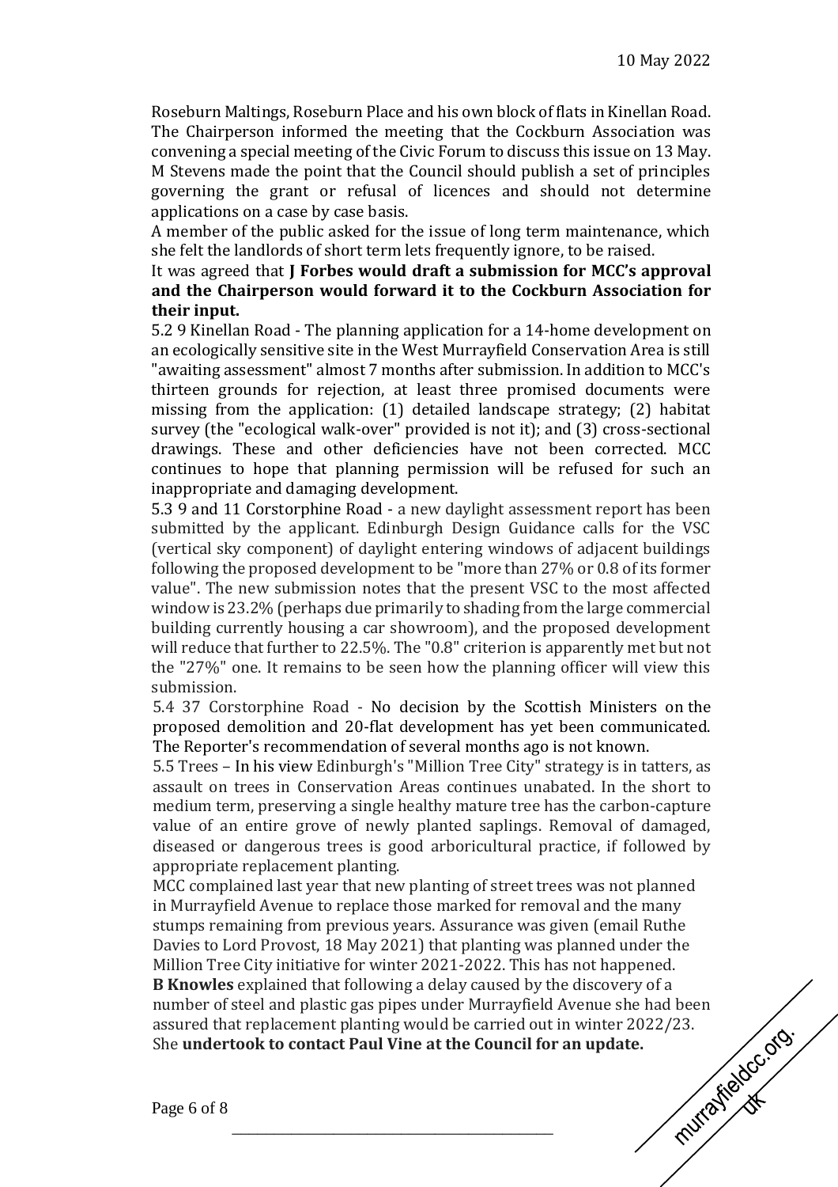Roseburn Maltings, Roseburn Place and his own block of flats in Kinellan Road. The Chairperson informed the meeting that the Cockburn Association was convening a special meeting of the Civic Forum to discuss this issue on 13 May. M Stevens made the point that the Council should publish a set of principles governing the grant or refusal of licences and should not determine applications on a case by case basis.

A member of the public asked for the issue of long term maintenance, which she felt the landlords of short term lets frequently ignore, to be raised.

It was agreed that **J Forbes would draft a submission for MCC's approval and the Chairperson would forward it to the Cockburn Association for their input.**

5.2 9 Kinellan Road - The planning application for a 14-home development on an ecologically sensitive site in the West Murrayfield Conservation Area is still "awaiting assessment" almost 7 months after submission. In addition to MCC's thirteen grounds for rejection, at least three promised documents were missing from the application: (1) detailed landscape strategy; (2) habitat survey (the "ecological walk-over" provided is not it); and (3) cross-sectional drawings. These and other deficiencies have not been corrected. MCC continues to hope that planning permission will be refused for such an inappropriate and damaging development.

5.3 9 and 11 Corstorphine Road - a new daylight assessment report has been submitted by the applicant. Edinburgh Design Guidance calls for the VSC (vertical sky component) of daylight entering windows of adjacent buildings following the proposed development to be "more than 27% or 0.8 of its former value". The new submission notes that the present VSC to the most affected window is 23.2% (perhaps due primarily to shading from the large commercial building currently housing a car showroom), and the proposed development will reduce that further to 22.5%. The "0.8" criterion is apparently met but not the "27%" one. It remains to be seen how the planning officer will view this submission.

5.4 37 Corstorphine Road - No decision by the Scottish Ministers on the proposed demolition and 20-flat development has yet been communicated. The Reporter's recommendation of several months ago is not known.

5.5 Trees – In his view Edinburgh's "Million Tree City" strategy is in tatters, as assault on trees in Conservation Areas continues unabated. In the short to medium term, preserving a single healthy mature tree has the carbon-capture value of an entire grove of newly planted saplings. Removal of damaged, diseased or dangerous trees is good arboricultural practice, if followed by appropriate replacement planting.

MCC complained last year that new planting of street trees was not planned in Murrayfield Avenue to replace those marked for removal and the many stumps remaining from previous years. Assurance was given (email Ruthe Davies to Lord Provost, 18 May 2021) that planting was planned under the Million Tree City initiative for winter 2021-2022. This has not happened.

**B Knowles** explained that following a delay caused by the discovery of a number of steel and plastic gas pipes under Murrayfield Avenue she had been assured that replacement planting would be carried out in winter 2022/23. She **undertook to contact Paul Vine at the Council for an update.**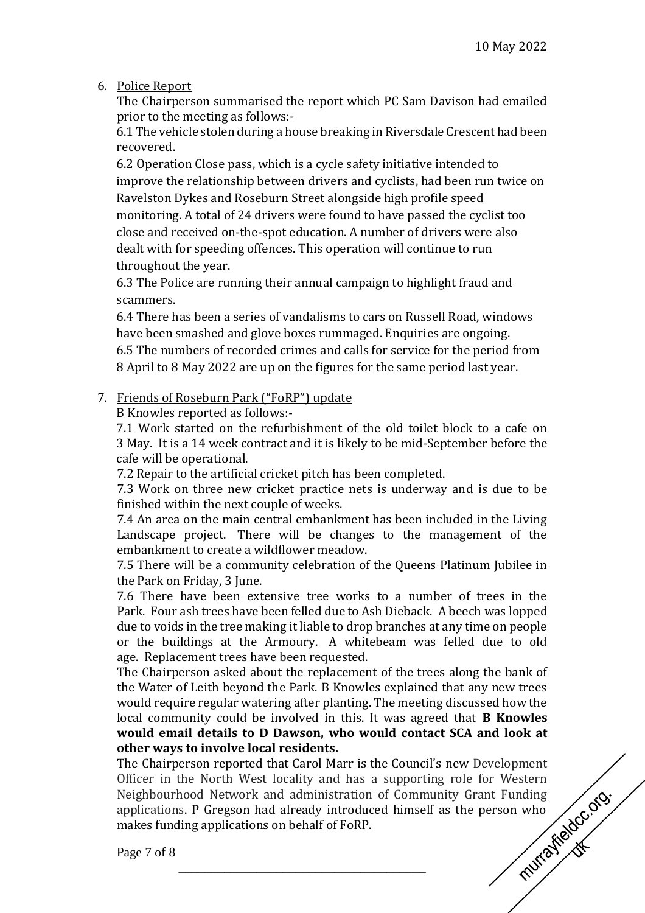6. Police Report

   The Chairperson summarised the report which PC Sam Davison had emailed prior to the meeting as follows:-

   6.1 The vehicle stolen during a house breaking in Riversdale Crescent had been recovered.

   6.2 Operation Close pass, which is a cycle safety initiative intended to improve the relationship between drivers and cyclists, had been run twice on Ravelston Dykes and Roseburn Street alongside high profile speed monitoring. A total of 24 drivers were found to have passed the cyclist too close and received on-the-spot education. A number of drivers were also dealt with for speeding offences. This operation will continue to run throughout the year.

   6.3 The Police are running their annual campaign to highlight fraud and scammers.

   6.4 There has been a series of vandalisms to cars on Russell Road, windows have been smashed and glove boxes rummaged. Enquiries are ongoing.

   6.5 The numbers of recorded crimes and calls for service for the period from 8 April to 8 May 2022 are up on the figures for the same period last year.

7. Friends of Roseburn Park ("FoRP") update

   B Knowles reported as follows:-

   7.1 Work started on the refurbishment of the old toilet block to a cafe on 3 May. It is a 14 week contract and it is likely to be mid-September before the cafe will be operational.

   7.2 Repair to the artificial cricket pitch has been completed.

   7.3 Work on three new cricket practice nets is underway and is due to be finished within the next couple of weeks.

   7.4 An area on the main central embankment has been included in the Living Landscape project. There will be changes to the management of the embankment to create a wildflower meadow.

   7.5 There will be a community celebration of the Queens Platinum Jubilee in the Park on Friday, 3 June.

   7.6 There have been extensive tree works to a number of trees in the Park. Four ash trees have been felled due to Ash Dieback. A beech was lopped due to voids in the tree making it liable to drop branches at any time on people or the buildings at the Armoury. A whitebeam was felled due to old age. Replacement trees have been requested.

   The Chairperson asked about the replacement of the trees along the bank of the Water of Leith beyond the Park. B Knowles explained that any new trees would require regular watering after planting. The meeting discussed how the local community could be involved in this. It was agreed that **B Knowles would email details to D Dawson, who would contact SCA and look at other ways to involve local residents.**

   The Chairperson reported that Carol Marr is the Council's new Development Officer in the North West locality and has a supporting role for Western Neighbourhood Network and administration of Community Grant Funding applications. P Gregson had already introduced himself as the person who makes funding applications on behalf of FoRP.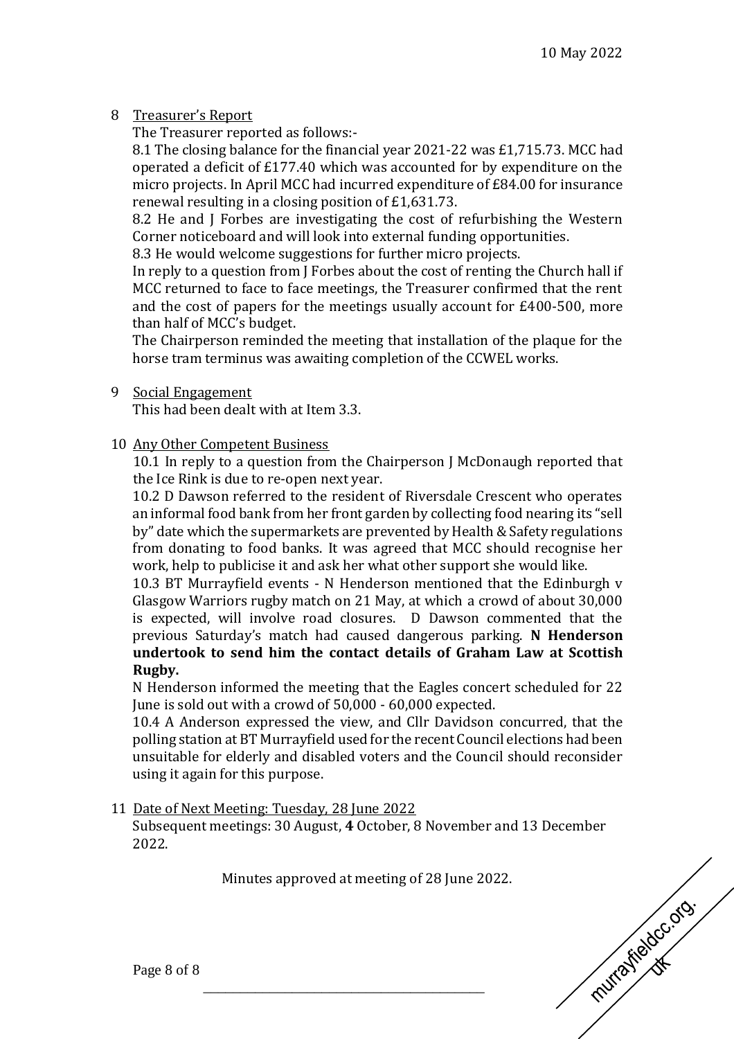8 Treasurer's Report

The Treasurer reported as follows:-

8.1 The closing balance for the financial year 2021-22 was £1,715.73. MCC had operated a deficit of £177.40 which was accounted for by expenditure on the micro projects. In April MCC had incurred expenditure of £84.00 for insurance renewal resulting in a closing position of £1,631.73.

8.2 He and J Forbes are investigating the cost of refurbishing the Western Corner noticeboard and will look into external funding opportunities.

8.3 He would welcome suggestions for further micro projects.

In reply to a question from J Forbes about the cost of renting the Church hall if MCC returned to face to face meetings, the Treasurer confirmed that the rent and the cost of papers for the meetings usually account for £400-500, more than half of MCC's budget.

The Chairperson reminded the meeting that installation of the plaque for the horse tram terminus was awaiting completion of the CCWEL works.

9 Social Engagement

This had been dealt with at Item 3.3.

10 Any Other Competent Business

10.1 In reply to a question from the Chairperson J McDonaugh reported that the Ice Rink is due to re-open next year.

10.2 D Dawson referred to the resident of Riversdale Crescent who operates an informal food bank from her front garden by collecting food nearing its "sell by" date which the supermarkets are prevented by Health & Safety regulations from donating to food banks. It was agreed that MCC should recognise her work, help to publicise it and ask her what other support she would like.

10.3 BT Murrayfield events - N Henderson mentioned that the Edinburgh v Glasgow Warriors rugby match on 21 May, at which a crowd of about 30,000 is expected, will involve road closures. D Dawson commented that the previous Saturday's match had caused dangerous parking. **N Henderson undertook to send him the contact details of Graham Law at Scottish Rugby.**

N Henderson informed the meeting that the Eagles concert scheduled for 22 June is sold out with a crowd of 50,000 - 60,000 expected.

10.4 A Anderson expressed the view, and Cllr Davidson concurred, that the polling station at BT Murrayfield used for the recent Council elections had been unsuitable for elderly and disabled voters and the Council should reconsider using it again for this purpose.

11 Date of Next Meeting: Tuesday, 28 June 2022

Subsequent meetings: 30 August, **4** October, 8 November and 13 December 2022.

Minutes approved at meeting of 28 June 2022.